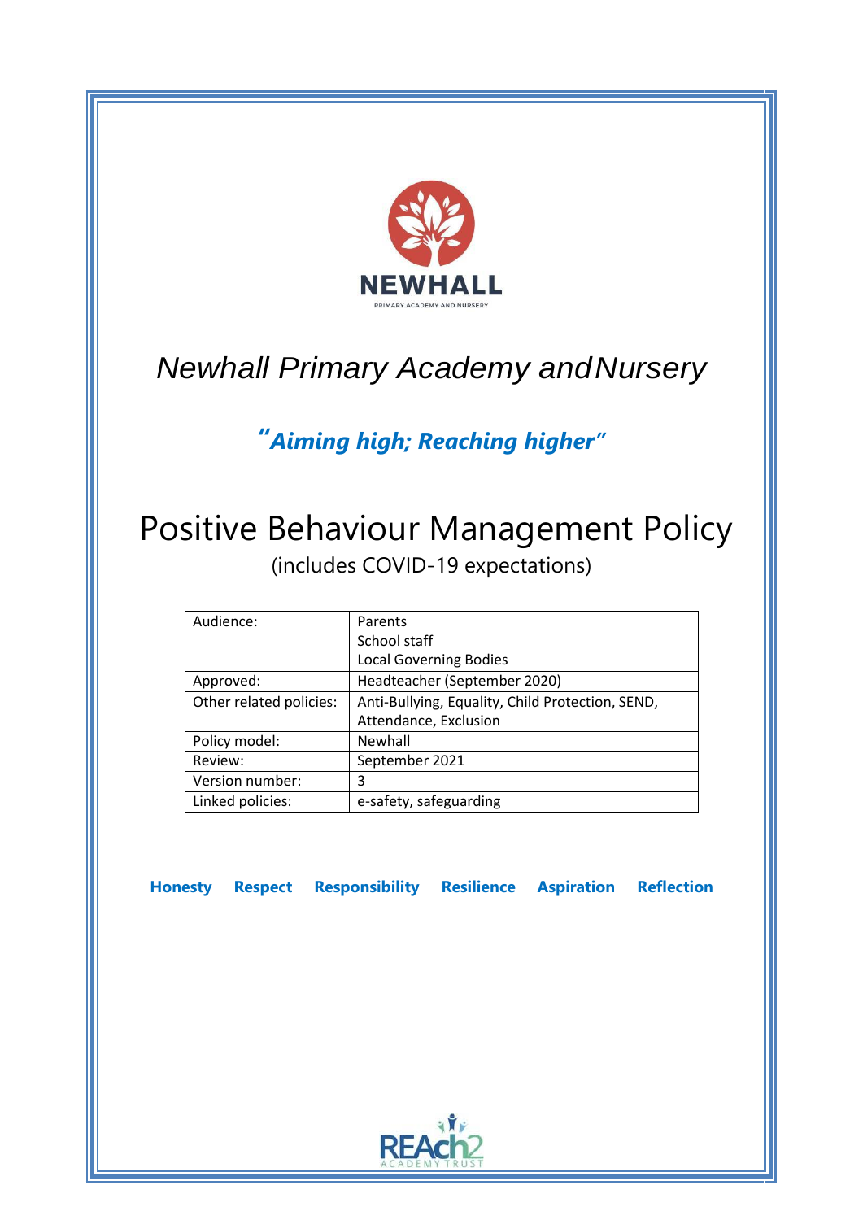NEWHALL

PRIMARY ACADEMY AND NURSERY

# Newhall Primary Academy and Nursery

***"Aiming high; Reaching higher"***

# Positive Behaviour Management Policy

(includes COVID-19 expectations)

| | |
|---|---|
| Audience: | Parents<br>School staff<br>Local Governing Bodies |
| Approved: | Headteacher (September 2020) |
| Other related policies: | Anti-Bullying, Equality, Child Protection, SEND, Attendance, Exclusion |
| Policy model: | Newhall |
| Review: | September 2021 |
| Version number: | 3 |
| Linked policies: | e-safety, safeguarding |

**Honesty Respect Responsibility Resilience Aspiration Reflection**

REAch2 ACADEMY TRUST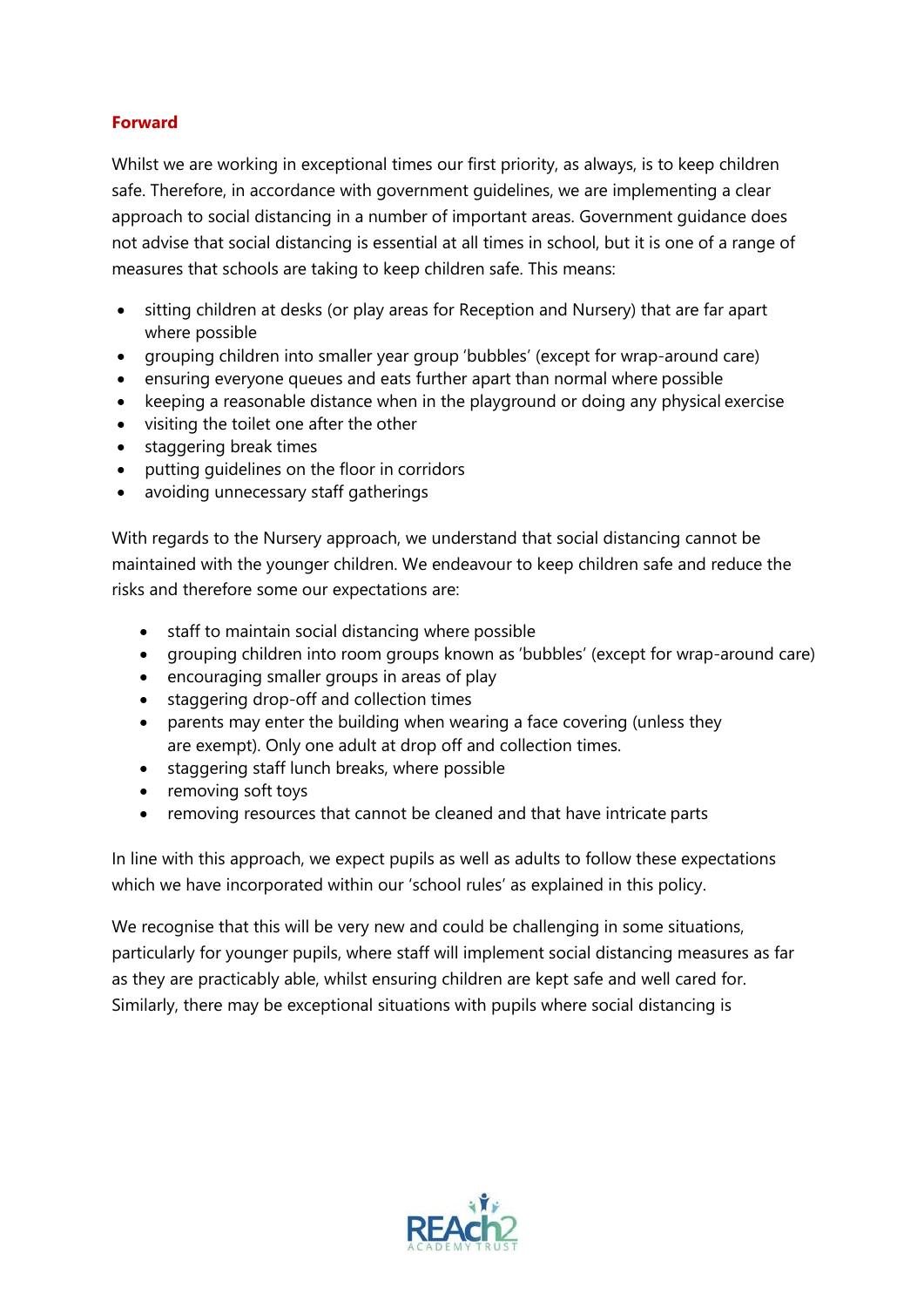## Forward

Whilst we are working in exceptional times our first priority, as always, is to keep children safe. Therefore, in accordance with government guidelines, we are implementing a clear approach to social distancing in a number of important areas. Government guidance does not advise that social distancing is essential at all times in school, but it is one of a range of measures that schools are taking to keep children safe. This means:

- sitting children at desks (or play areas for Reception and Nursery) that are far apart where possible
- grouping children into smaller year group 'bubbles' (except for wrap-around care)
- ensuring everyone queues and eats further apart than normal where possible
- keeping a reasonable distance when in the playground or doing any physical exercise
- visiting the toilet one after the other
- staggering break times
- putting guidelines on the floor in corridors
- avoiding unnecessary staff gatherings

With regards to the Nursery approach, we understand that social distancing cannot be maintained with the younger children. We endeavour to keep children safe and reduce the risks and therefore some our expectations are:

- staff to maintain social distancing where possible
- grouping children into room groups known as 'bubbles' (except for wrap-around care)
- encouraging smaller groups in areas of play
- staggering drop-off and collection times
- parents may enter the building when wearing a face covering (unless they are exempt). Only one adult at drop off and collection times.
- staggering staff lunch breaks, where possible
- removing soft toys
- removing resources that cannot be cleaned and that have intricate parts

In line with this approach, we expect pupils as well as adults to follow these expectations which we have incorporated within our 'school rules' as explained in this policy.

We recognise that this will be very new and could be challenging in some situations, particularly for younger pupils, where staff will implement social distancing measures as far as they are practicably able, whilst ensuring children are kept safe and well cared for. Similarly, there may be exceptional situations with pupils where social distancing is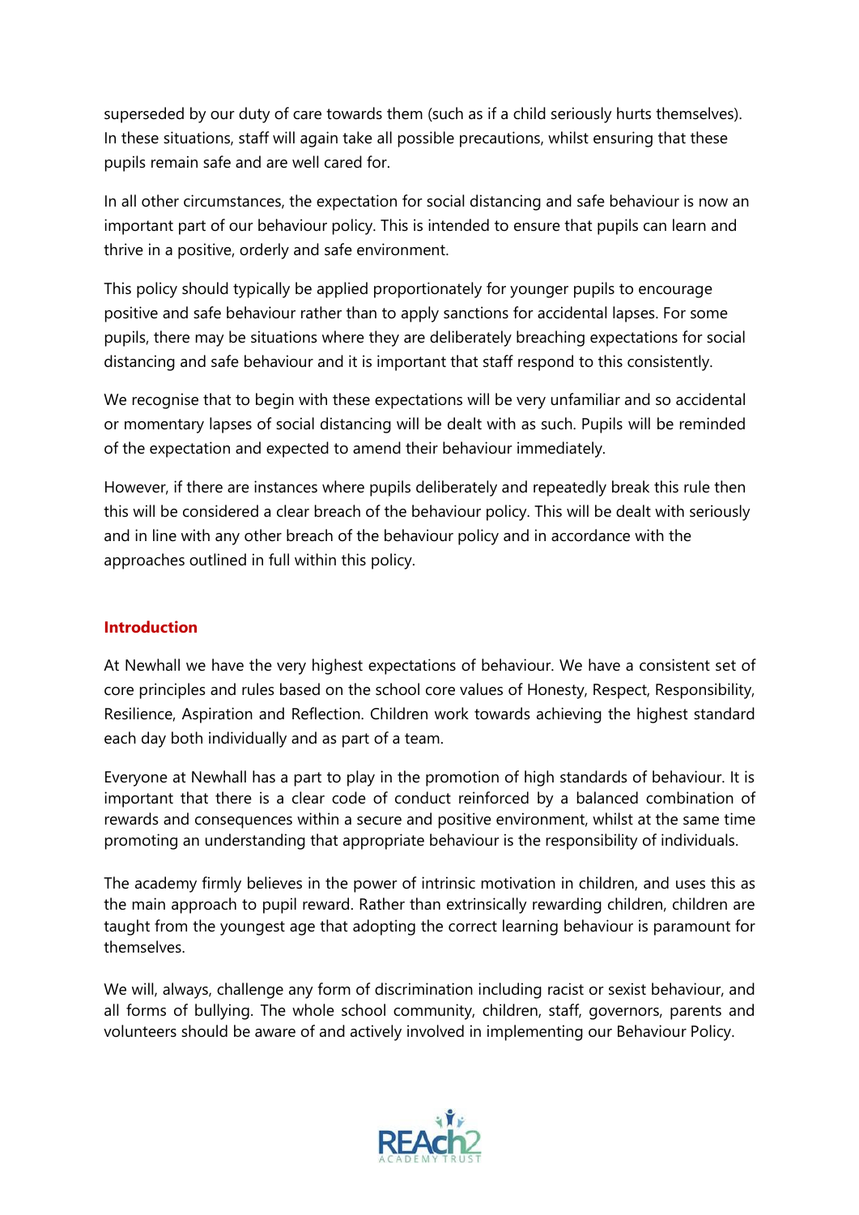superseded by our duty of care towards them (such as if a child seriously hurts themselves). In these situations, staff will again take all possible precautions, whilst ensuring that these pupils remain safe and are well cared for.

In all other circumstances, the expectation for social distancing and safe behaviour is now an important part of our behaviour policy. This is intended to ensure that pupils can learn and thrive in a positive, orderly and safe environment.

This policy should typically be applied proportionately for younger pupils to encourage positive and safe behaviour rather than to apply sanctions for accidental lapses. For some pupils, there may be situations where they are deliberately breaching expectations for social distancing and safe behaviour and it is important that staff respond to this consistently.

We recognise that to begin with these expectations will be very unfamiliar and so accidental or momentary lapses of social distancing will be dealt with as such. Pupils will be reminded of the expectation and expected to amend their behaviour immediately.

However, if there are instances where pupils deliberately and repeatedly break this rule then this will be considered a clear breach of the behaviour policy. This will be dealt with seriously and in line with any other breach of the behaviour policy and in accordance with the approaches outlined in full within this policy.

## Introduction

At Newhall we have the very highest expectations of behaviour. We have a consistent set of core principles and rules based on the school core values of Honesty, Respect, Responsibility, Resilience, Aspiration and Reflection. Children work towards achieving the highest standard each day both individually and as part of a team.

Everyone at Newhall has a part to play in the promotion of high standards of behaviour. It is important that there is a clear code of conduct reinforced by a balanced combination of rewards and consequences within a secure and positive environment, whilst at the same time promoting an understanding that appropriate behaviour is the responsibility of individuals.

The academy firmly believes in the power of intrinsic motivation in children, and uses this as the main approach to pupil reward. Rather than extrinsically rewarding children, children are taught from the youngest age that adopting the correct learning behaviour is paramount for themselves.

We will, always, challenge any form of discrimination including racist or sexist behaviour, and all forms of bullying. The whole school community, children, staff, governors, parents and volunteers should be aware of and actively involved in implementing our Behaviour Policy.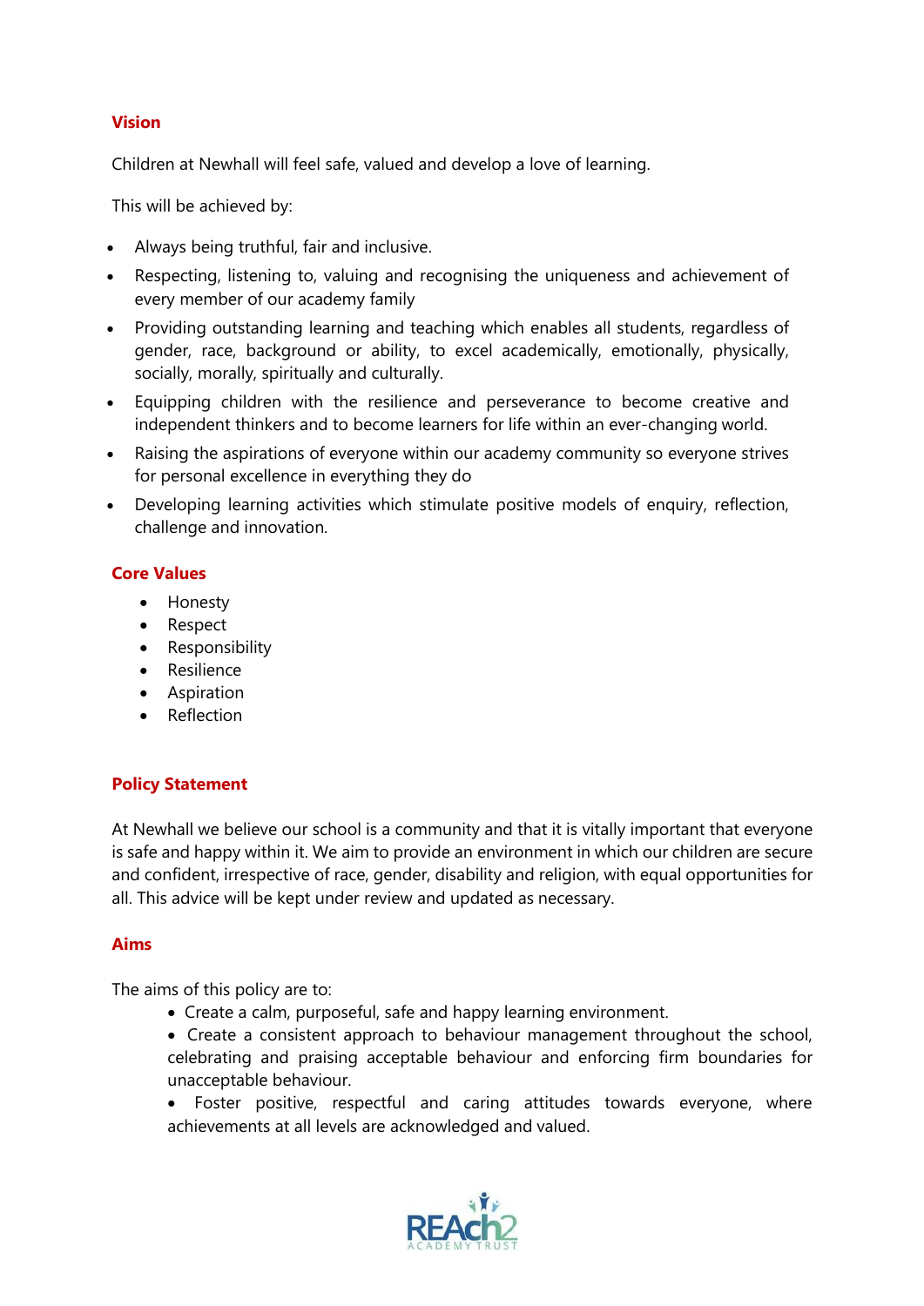## Vision

Children at Newhall will feel safe, valued and develop a love of learning.

This will be achieved by:

- Always being truthful, fair and inclusive.
- Respecting, listening to, valuing and recognising the uniqueness and achievement of every member of our academy family
- Providing outstanding learning and teaching which enables all students, regardless of gender, race, background or ability, to excel academically, emotionally, physically, socially, morally, spiritually and culturally.
- Equipping children with the resilience and perseverance to become creative and independent thinkers and to become learners for life within an ever-changing world.
- Raising the aspirations of everyone within our academy community so everyone strives for personal excellence in everything they do
- Developing learning activities which stimulate positive models of enquiry, reflection, challenge and innovation.

## Core Values

- Honesty
- Respect
- Responsibility
- Resilience
- Aspiration
- Reflection

## Policy Statement

At Newhall we believe our school is a community and that it is vitally important that everyone is safe and happy within it. We aim to provide an environment in which our children are secure and confident, irrespective of race, gender, disability and religion, with equal opportunities for all. This advice will be kept under review and updated as necessary.

## Aims

The aims of this policy are to:

- Create a calm, purposeful, safe and happy learning environment.
- Create a consistent approach to behaviour management throughout the school, celebrating and praising acceptable behaviour and enforcing firm boundaries for unacceptable behaviour.
- Foster positive, respectful and caring attitudes towards everyone, where achievements at all levels are acknowledged and valued.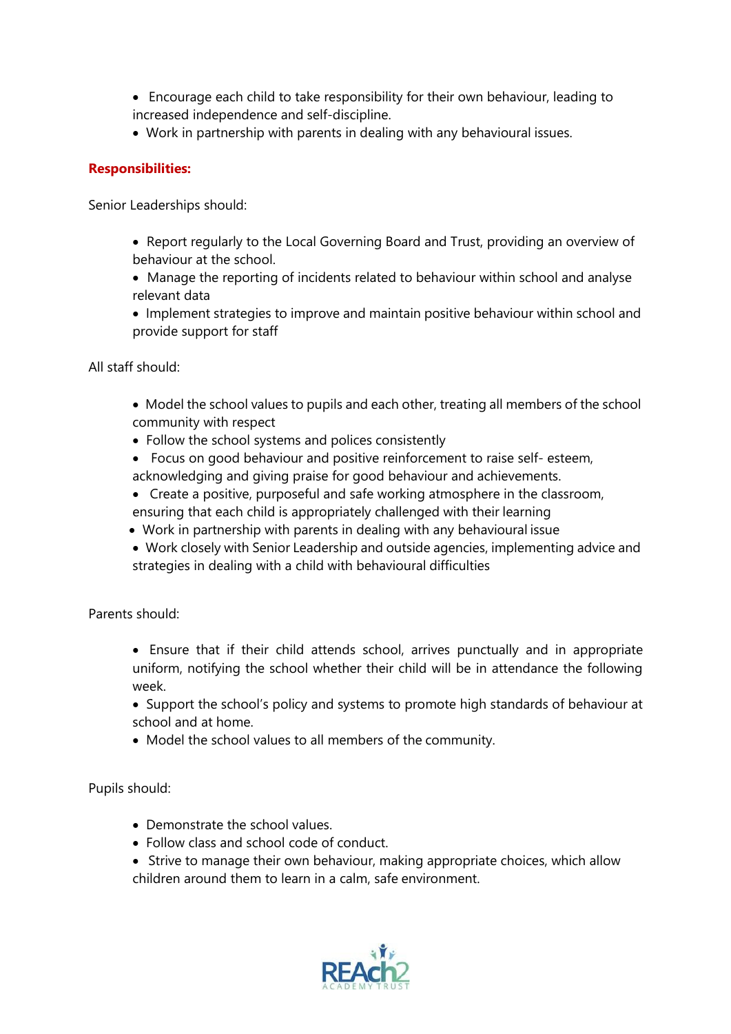- Encourage each child to take responsibility for their own behaviour, leading to increased independence and self-discipline.
- Work in partnership with parents in dealing with any behavioural issues.

**Responsibilities:**

Senior Leaderships should:

- Report regularly to the Local Governing Board and Trust, providing an overview of behaviour at the school.
- Manage the reporting of incidents related to behaviour within school and analyse relevant data
- Implement strategies to improve and maintain positive behaviour within school and provide support for staff

All staff should:

- Model the school values to pupils and each other, treating all members of the school community with respect
- Follow the school systems and polices consistently
- Focus on good behaviour and positive reinforcement to raise self- esteem, acknowledging and giving praise for good behaviour and achievements.
- Create a positive, purposeful and safe working atmosphere in the classroom, ensuring that each child is appropriately challenged with their learning
- Work in partnership with parents in dealing with any behavioural issue
- Work closely with Senior Leadership and outside agencies, implementing advice and strategies in dealing with a child with behavioural difficulties

Parents should:

- Ensure that if their child attends school, arrives punctually and in appropriate uniform, notifying the school whether their child will be in attendance the following week.
- Support the school's policy and systems to promote high standards of behaviour at school and at home.
- Model the school values to all members of the community.

Pupils should:

- Demonstrate the school values.
- Follow class and school code of conduct.
- Strive to manage their own behaviour, making appropriate choices, which allow children around them to learn in a calm, safe environment.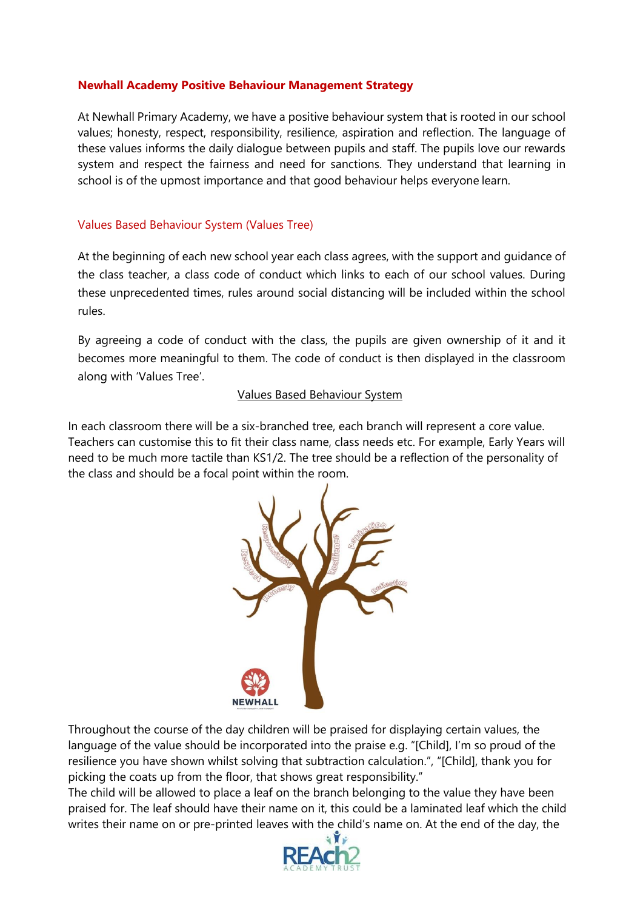**Newhall Academy Positive Behaviour Management Strategy**

At Newhall Primary Academy, we have a positive behaviour system that is rooted in our school values; honesty, respect, responsibility, resilience, aspiration and reflection. The language of these values informs the daily dialogue between pupils and staff. The pupils love our rewards system and respect the fairness and need for sanctions. They understand that learning in school is of the upmost importance and that good behaviour helps everyone learn.

## Values Based Behaviour System (Values Tree)

At the beginning of each new school year each class agrees, with the support and guidance of the class teacher, a class code of conduct which links to each of our school values. During these unprecedented times, rules around social distancing will be included within the school rules.

By agreeing a code of conduct with the class, the pupils are given ownership of it and it becomes more meaningful to them. The code of conduct is then displayed in the classroom along with 'Values Tree'.

<u>Values Based Behaviour System</u>

In each classroom there will be a six-branched tree, each branch will represent a core value. Teachers can customise this to fit their class name, class needs etc. For example, Early Years will need to be much more tactile than KS1/2. The tree should be a reflection of the personality of the class and should be a focal point within the room.

Throughout the course of the day children will be praised for displaying certain values, the language of the value should be incorporated into the praise e.g. "[Child], I'm so proud of the resilience you have shown whilst solving that subtraction calculation.", "[Child], thank you for picking the coats up from the floor, that shows great responsibility."

The child will be allowed to place a leaf on the branch belonging to the value they have been praised for. The leaf should have their name on it, this could be a laminated leaf which the child writes their name on or pre-printed leaves with the child's name on. At the end of the day, the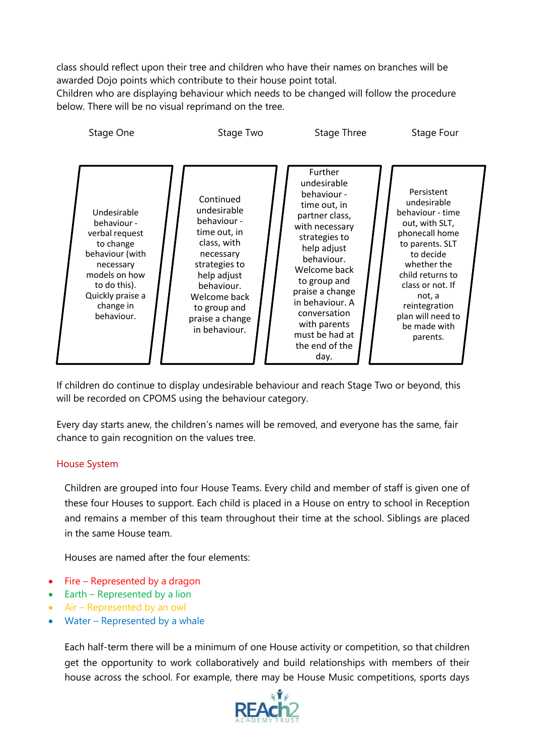class should reflect upon their tree and children who have their names on branches will be awarded Dojo points which contribute to their house point total.
Children who are displaying behaviour which needs to be changed will follow the procedure below. There will be no visual reprimand on the tree.

| Stage One | Stage Two | Stage Three | Stage Four |
|---|---|---|---|
| Undesirable behaviour - verbal request to change behaviour (with necessary models on how to do this). Quickly praise a change in behaviour. | Continued undesirable behaviour - time out, in class, with necessary strategies to help adjust behaviour. Welcome back to group and praise a change in behaviour. | Further undesirable behaviour - time out, in partner class, with necessary strategies to help adjust behaviour. Welcome back to group and praise a change in behaviour. A conversation with parents must be had at the end of the day. | Persistent undesirable behaviour - time out, with SLT, phonecall home to parents. SLT to decide whether the child returns to class or not. If not, a reintegration plan will need to be made with parents. |

If children do continue to display undesirable behaviour and reach Stage Two or beyond, this will be recorded on CPOMS using the behaviour category.

Every day starts anew, the children's names will be removed, and everyone has the same, fair chance to gain recognition on the values tree.

## House System

Children are grouped into four House Teams. Every child and member of staff is given one of these four Houses to support. Each child is placed in a House on entry to school in Reception and remains a member of this team throughout their time at the school. Siblings are placed in the same House team.

Houses are named after the four elements:

- Fire – Represented by a dragon
- Earth – Represented by a lion
- Air – Represented by an owl
- Water – Represented by a whale

Each half-term there will be a minimum of one House activity or competition, so that children get the opportunity to work collaboratively and build relationships with members of their house across the school. For example, there may be House Music competitions, sports days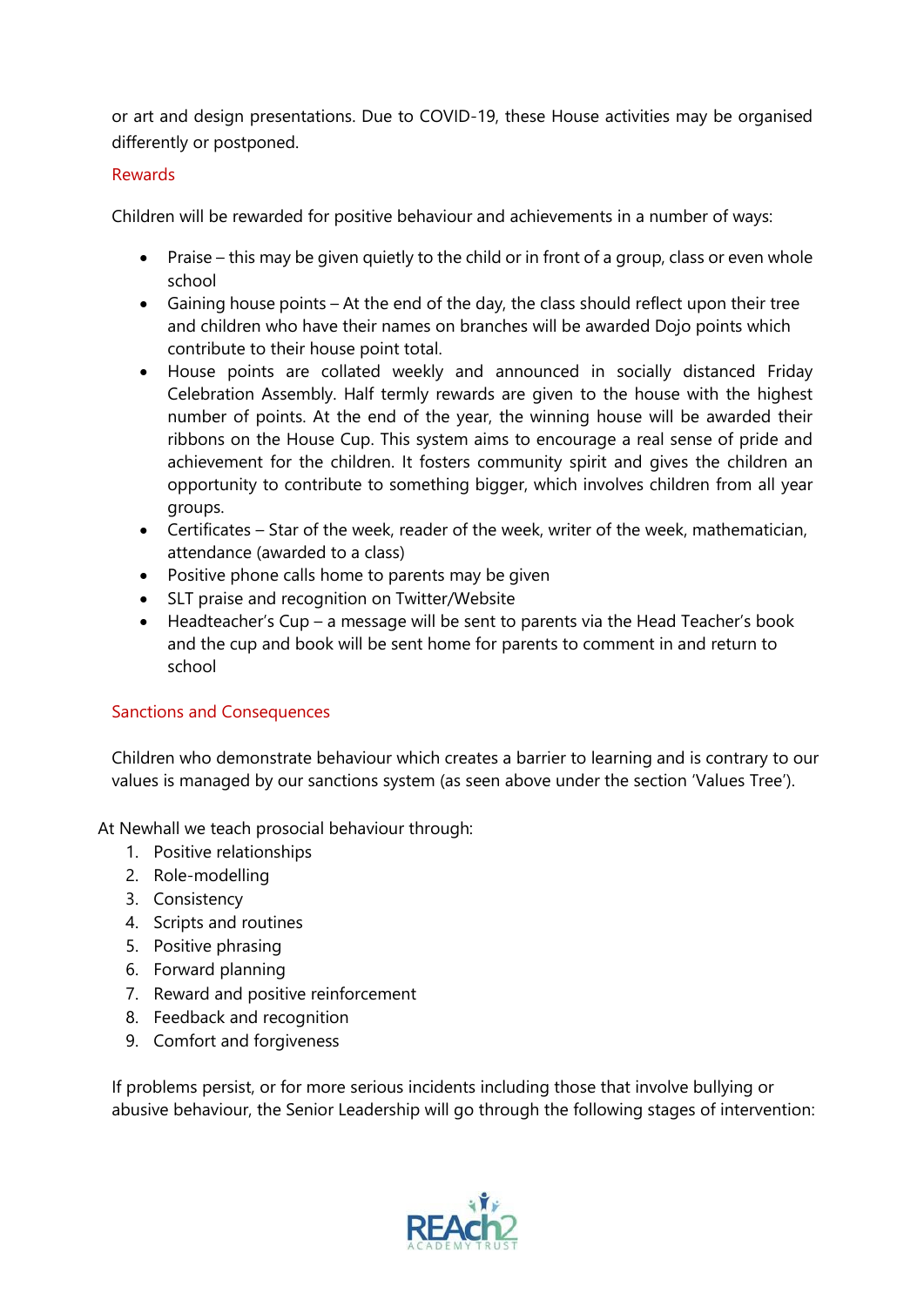or art and design presentations. Due to COVID-19, these House activities may be organised differently or postponed.

## Rewards

Children will be rewarded for positive behaviour and achievements in a number of ways:

- Praise – this may be given quietly to the child or in front of a group, class or even whole school
- Gaining house points – At the end of the day, the class should reflect upon their tree and children who have their names on branches will be awarded Dojo points which contribute to their house point total.
- House points are collated weekly and announced in socially distanced Friday Celebration Assembly. Half termly rewards are given to the house with the highest number of points. At the end of the year, the winning house will be awarded their ribbons on the House Cup. This system aims to encourage a real sense of pride and achievement for the children. It fosters community spirit and gives the children an opportunity to contribute to something bigger, which involves children from all year groups.
- Certificates – Star of the week, reader of the week, writer of the week, mathematician, attendance (awarded to a class)
- Positive phone calls home to parents may be given
- SLT praise and recognition on Twitter/Website
- Headteacher's Cup – a message will be sent to parents via the Head Teacher's book and the cup and book will be sent home for parents to comment in and return to school

## Sanctions and Consequences

Children who demonstrate behaviour which creates a barrier to learning and is contrary to our values is managed by our sanctions system (as seen above under the section 'Values Tree').

At Newhall we teach prosocial behaviour through:

1. Positive relationships
2. Role-modelling
3. Consistency
4. Scripts and routines
5. Positive phrasing
6. Forward planning
7. Reward and positive reinforcement
8. Feedback and recognition
9. Comfort and forgiveness

If problems persist, or for more serious incidents including those that involve bullying or abusive behaviour, the Senior Leadership will go through the following stages of intervention: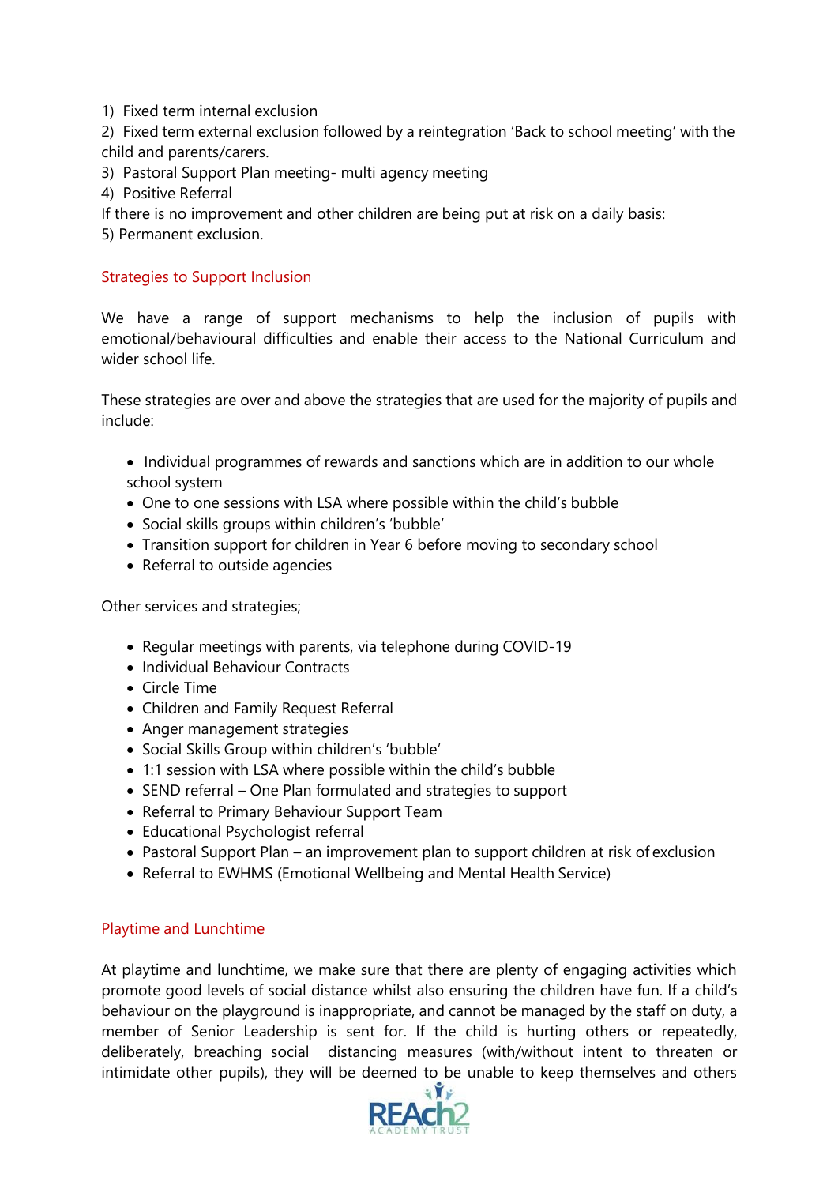1) Fixed term internal exclusion
2) Fixed term external exclusion followed by a reintegration 'Back to school meeting' with the child and parents/carers.
3) Pastoral Support Plan meeting- multi agency meeting
4) Positive Referral

If there is no improvement and other children are being put at risk on a daily basis:

5) Permanent exclusion.

## Strategies to Support Inclusion

We have a range of support mechanisms to help the inclusion of pupils with emotional/behavioural difficulties and enable their access to the National Curriculum and wider school life.

These strategies are over and above the strategies that are used for the majority of pupils and include:

- Individual programmes of rewards and sanctions which are in addition to our whole school system
- One to one sessions with LSA where possible within the child's bubble
- Social skills groups within children's 'bubble'
- Transition support for children in Year 6 before moving to secondary school
- Referral to outside agencies

Other services and strategies;

- Regular meetings with parents, via telephone during COVID-19
- Individual Behaviour Contracts
- Circle Time
- Children and Family Request Referral
- Anger management strategies
- Social Skills Group within children's 'bubble'
- 1:1 session with LSA where possible within the child's bubble
- SEND referral – One Plan formulated and strategies to support
- Referral to Primary Behaviour Support Team
- Educational Psychologist referral
- Pastoral Support Plan – an improvement plan to support children at risk of exclusion
- Referral to EWHMS (Emotional Wellbeing and Mental Health Service)

## Playtime and Lunchtime

At playtime and lunchtime, we make sure that there are plenty of engaging activities which promote good levels of social distance whilst also ensuring the children have fun. If a child's behaviour on the playground is inappropriate, and cannot be managed by the staff on duty, a member of Senior Leadership is sent for. If the child is hurting others or repeatedly, deliberately, breaching social distancing measures (with/without intent to threaten or intimidate other pupils), they will be deemed to be unable to keep themselves and others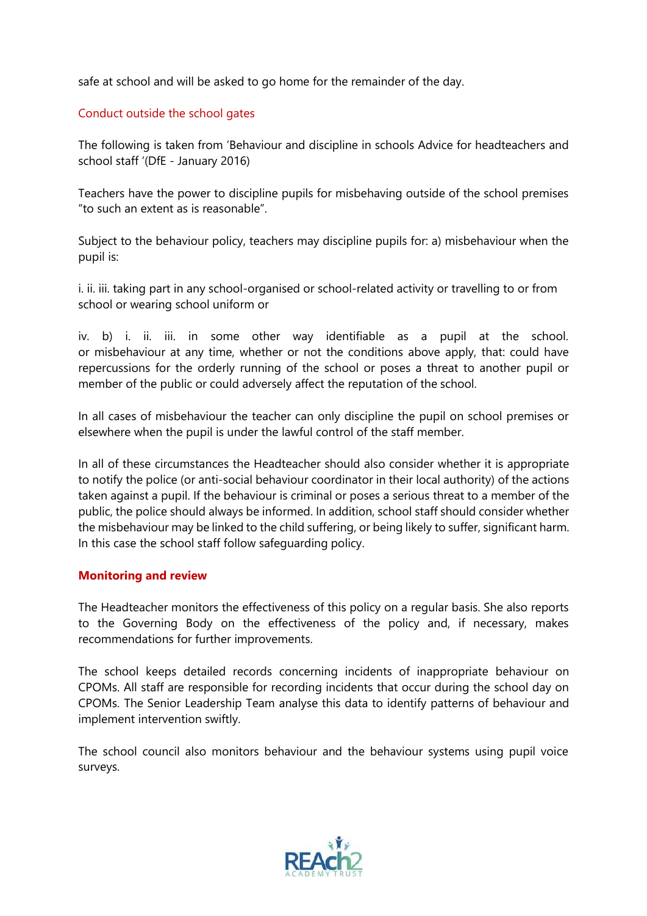safe at school and will be asked to go home for the remainder of the day.

## Conduct outside the school gates

The following is taken from 'Behaviour and discipline in schools Advice for headteachers and school staff '(DfE - January 2016)

Teachers have the power to discipline pupils for misbehaving outside of the school premises "to such an extent as is reasonable".

Subject to the behaviour policy, teachers may discipline pupils for: a) misbehaviour when the pupil is:

i. ii. iii. taking part in any school-organised or school-related activity or travelling to or from school or wearing school uniform or

iv. b) i. ii. iii. in some other way identifiable as a pupil at the school. or misbehaviour at any time, whether or not the conditions above apply, that: could have repercussions for the orderly running of the school or poses a threat to another pupil or member of the public or could adversely affect the reputation of the school.

In all cases of misbehaviour the teacher can only discipline the pupil on school premises or elsewhere when the pupil is under the lawful control of the staff member.

In all of these circumstances the Headteacher should also consider whether it is appropriate to notify the police (or anti-social behaviour coordinator in their local authority) of the actions taken against a pupil. If the behaviour is criminal or poses a serious threat to a member of the public, the police should always be informed. In addition, school staff should consider whether the misbehaviour may be linked to the child suffering, or being likely to suffer, significant harm. In this case the school staff follow safeguarding policy.

## Monitoring and review

The Headteacher monitors the effectiveness of this policy on a regular basis. She also reports to the Governing Body on the effectiveness of the policy and, if necessary, makes recommendations for further improvements.

The school keeps detailed records concerning incidents of inappropriate behaviour on CPOMs. All staff are responsible for recording incidents that occur during the school day on CPOMs. The Senior Leadership Team analyse this data to identify patterns of behaviour and implement intervention swiftly.

The school council also monitors behaviour and the behaviour systems using pupil voice surveys.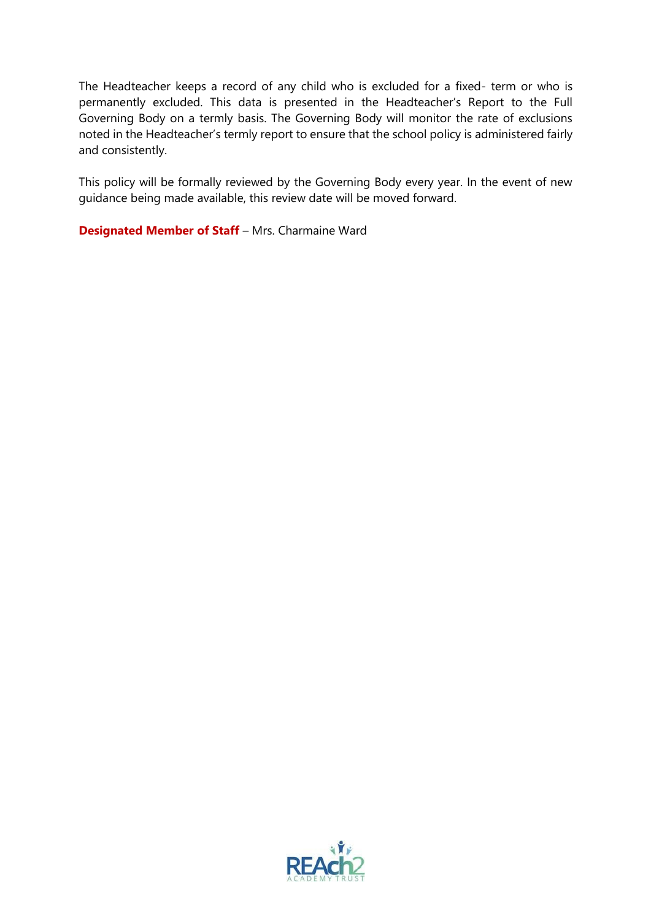The Headteacher keeps a record of any child who is excluded for a fixed- term or who is permanently excluded. This data is presented in the Headteacher's Report to the Full Governing Body on a termly basis. The Governing Body will monitor the rate of exclusions noted in the Headteacher's termly report to ensure that the school policy is administered fairly and consistently.

This policy will be formally reviewed by the Governing Body every year. In the event of new guidance being made available, this review date will be moved forward.

**Designated Member of Staff** – Mrs. Charmaine Ward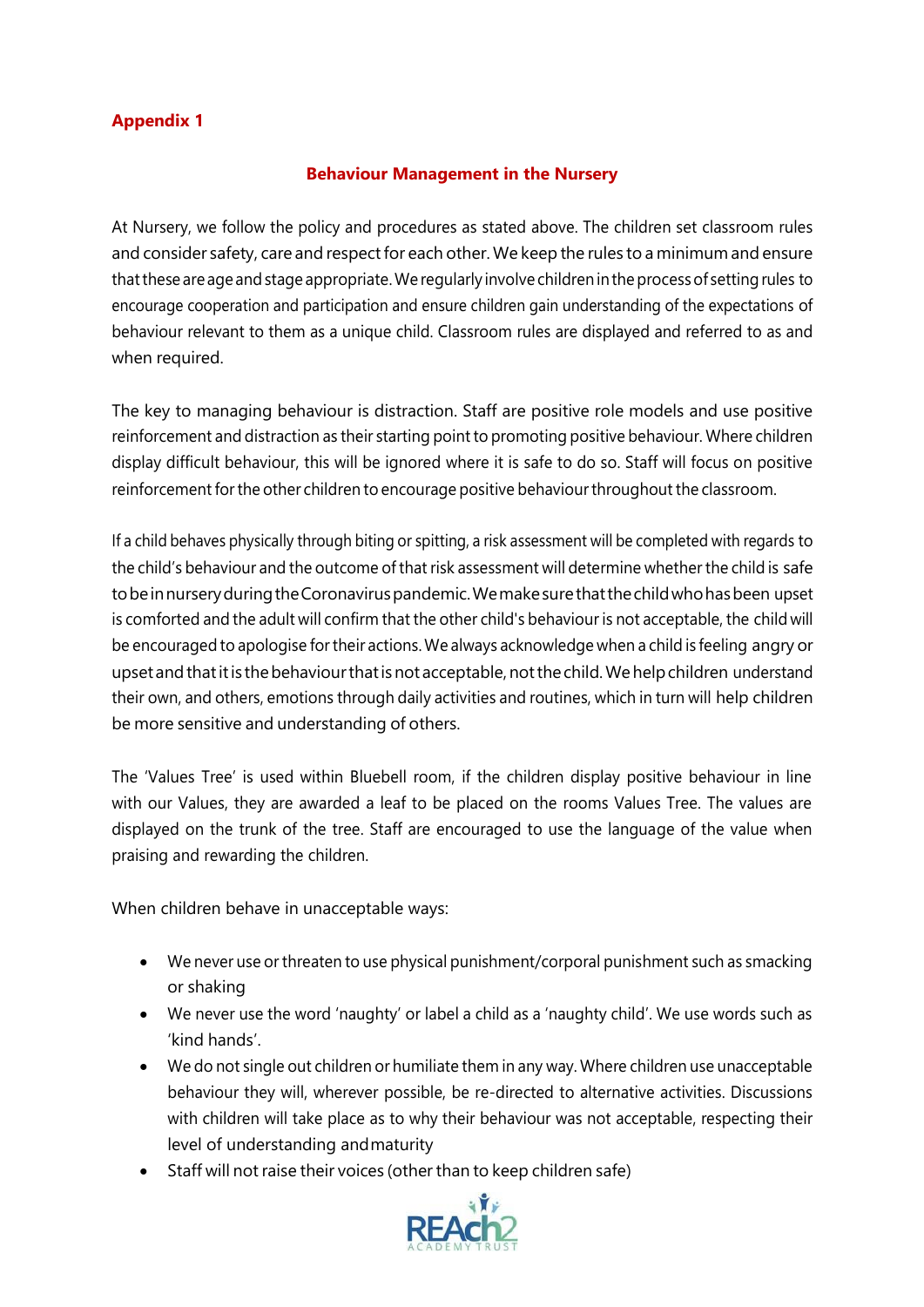## Appendix 1

### Behaviour Management in the Nursery

At Nursery, we follow the policy and procedures as stated above. The children set classroom rules and consider safety, care and respect for each other. We keep the rules to a minimum and ensure that these are age and stage appropriate. We regularly involve children in the process of setting rules to encourage cooperation and participation and ensure children gain understanding of the expectations of behaviour relevant to them as a unique child. Classroom rules are displayed and referred to as and when required.

The key to managing behaviour is distraction. Staff are positive role models and use positive reinforcement and distraction as their starting point to promoting positive behaviour. Where children display difficult behaviour, this will be ignored where it is safe to do so. Staff will focus on positive reinforcement for the other children to encourage positive behaviour throughout the classroom.

If a child behaves physically through biting or spitting, a risk assessment will be completed with regards to the child's behaviour and the outcome of that risk assessment will determine whether the child is safe to be in nursery during the Coronavirus pandemic. We make sure that the child who has been upset is comforted and the adult will confirm that the other child's behaviour is not acceptable, the child will be encouraged to apologise for their actions. We always acknowledge when a child is feeling angry or upset and that it is the behaviour that is not acceptable, not the child. We help children understand their own, and others, emotions through daily activities and routines, which in turn will help children be more sensitive and understanding of others.

The 'Values Tree' is used within Bluebell room, if the children display positive behaviour in line with our Values, they are awarded a leaf to be placed on the rooms Values Tree. The values are displayed on the trunk of the tree. Staff are encouraged to use the language of the value when praising and rewarding the children.

When children behave in unacceptable ways:

- We never use or threaten to use physical punishment/corporal punishment such as smacking or shaking
- We never use the word 'naughty' or label a child as a 'naughty child'. We use words such as 'kind hands'.
- We do not single out children or humiliate them in any way. Where children use unacceptable behaviour they will, wherever possible, be re-directed to alternative activities. Discussions with children will take place as to why their behaviour was not acceptable, respecting their level of understanding and maturity
- Staff will not raise their voices (other than to keep children safe)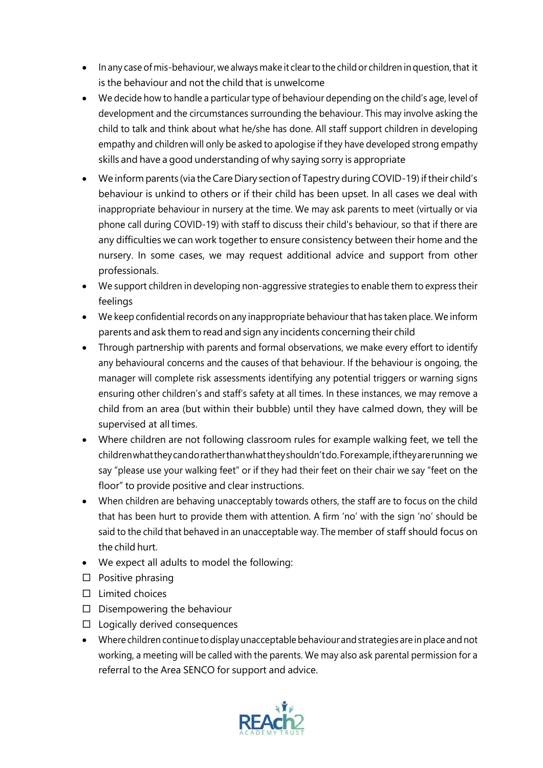- In any case of mis-behaviour, we always make it clear to the child or children in question, that it is the behaviour and not the child that is unwelcome
- We decide how to handle a particular type of behaviour depending on the child's age, level of development and the circumstances surrounding the behaviour. This may involve asking the child to talk and think about what he/she has done. All staff support children in developing empathy and children will only be asked to apologise if they have developed strong empathy skills and have a good understanding of why saying sorry is appropriate
- We inform parents (via the Care Diary section of Tapestry during COVID-19) if their child's behaviour is unkind to others or if their child has been upset. In all cases we deal with inappropriate behaviour in nursery at the time. We may ask parents to meet (virtually or via phone call during COVID-19) with staff to discuss their child's behaviour, so that if there are any difficulties we can work together to ensure consistency between their home and the nursery. In some cases, we may request additional advice and support from other professionals.
- We support children in developing non-aggressive strategies to enable them to express their feelings
- We keep confidential records on any inappropriate behaviour that has taken place. We inform parents and ask them to read and sign any incidents concerning their child
- Through partnership with parents and formal observations, we make every effort to identify any behavioural concerns and the causes of that behaviour. If the behaviour is ongoing, the manager will complete risk assessments identifying any potential triggers or warning signs ensuring other children's and staff's safety at all times. In these instances, we may remove a child from an area (but within their bubble) until they have calmed down, they will be supervised at all times.
- Where children are not following classroom rules for example walking feet, we tell the children what they can do rather than what they shouldn't do. For example, if they are running we say "please use your walking feet" or if they had their feet on their chair we say "feet on the floor" to provide positive and clear instructions.
- When children are behaving unacceptably towards others, the staff are to focus on the child that has been hurt to provide them with attention. A firm 'no' with the sign 'no' should be said to the child that behaved in an unacceptable way. The member of staff should focus on the child hurt.
- We expect all adults to model the following:

☐ Positive phrasing
☐ Limited choices
☐ Disempowering the behaviour
☐ Logically derived consequences

- Where children continue to display unacceptable behaviour and strategies are in place and not working, a meeting will be called with the parents. We may also ask parental permission for a referral to the Area SENCO for support and advice.